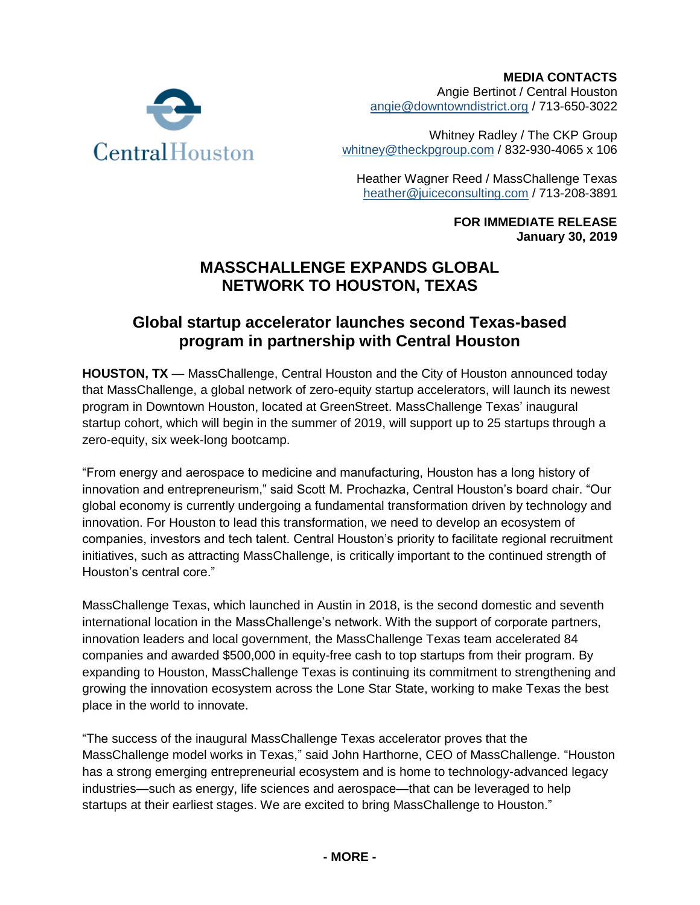Central Houston

**MEDIA CONTACTS**
Angie Bertinot / Central Houston
angie@downtowndistrict.org / 713-650-3022

Whitney Radley / The CKP Group
whitney@theckpgroup.com / 832-930-4065 x 106

Heather Wagner Reed / MassChallenge Texas
heather@juiceconsulting.com / 713-208-3891

**FOR IMMEDIATE RELEASE**
**January 30, 2019**

# MASSCHALLENGE EXPANDS GLOBAL NETWORK TO HOUSTON, TEXAS

## Global startup accelerator launches second Texas-based program in partnership with Central Houston

**HOUSTON, TX** — MassChallenge, Central Houston and the City of Houston announced today that MassChallenge, a global network of zero-equity startup accelerators, will launch its newest program in Downtown Houston, located at GreenStreet. MassChallenge Texas' inaugural startup cohort, which will begin in the summer of 2019, will support up to 25 startups through a zero-equity, six week-long bootcamp.

"From energy and aerospace to medicine and manufacturing, Houston has a long history of innovation and entrepreneurism," said Scott M. Prochazka, Central Houston's board chair. "Our global economy is currently undergoing a fundamental transformation driven by technology and innovation. For Houston to lead this transformation, we need to develop an ecosystem of companies, investors and tech talent. Central Houston's priority to facilitate regional recruitment initiatives, such as attracting MassChallenge, is critically important to the continued strength of Houston's central core."

MassChallenge Texas, which launched in Austin in 2018, is the second domestic and seventh international location in the MassChallenge's network. With the support of corporate partners, innovation leaders and local government, the MassChallenge Texas team accelerated 84 companies and awarded $500,000 in equity-free cash to top startups from their program. By expanding to Houston, MassChallenge Texas is continuing its commitment to strengthening and growing the innovation ecosystem across the Lone Star State, working to make Texas the best place in the world to innovate.

"The success of the inaugural MassChallenge Texas accelerator proves that the MassChallenge model works in Texas," said John Harthorne, CEO of MassChallenge. "Houston has a strong emerging entrepreneurial ecosystem and is home to technology-advanced legacy industries—such as energy, life sciences and aerospace—that can be leveraged to help startups at their earliest stages. We are excited to bring MassChallenge to Houston."

**- MORE -**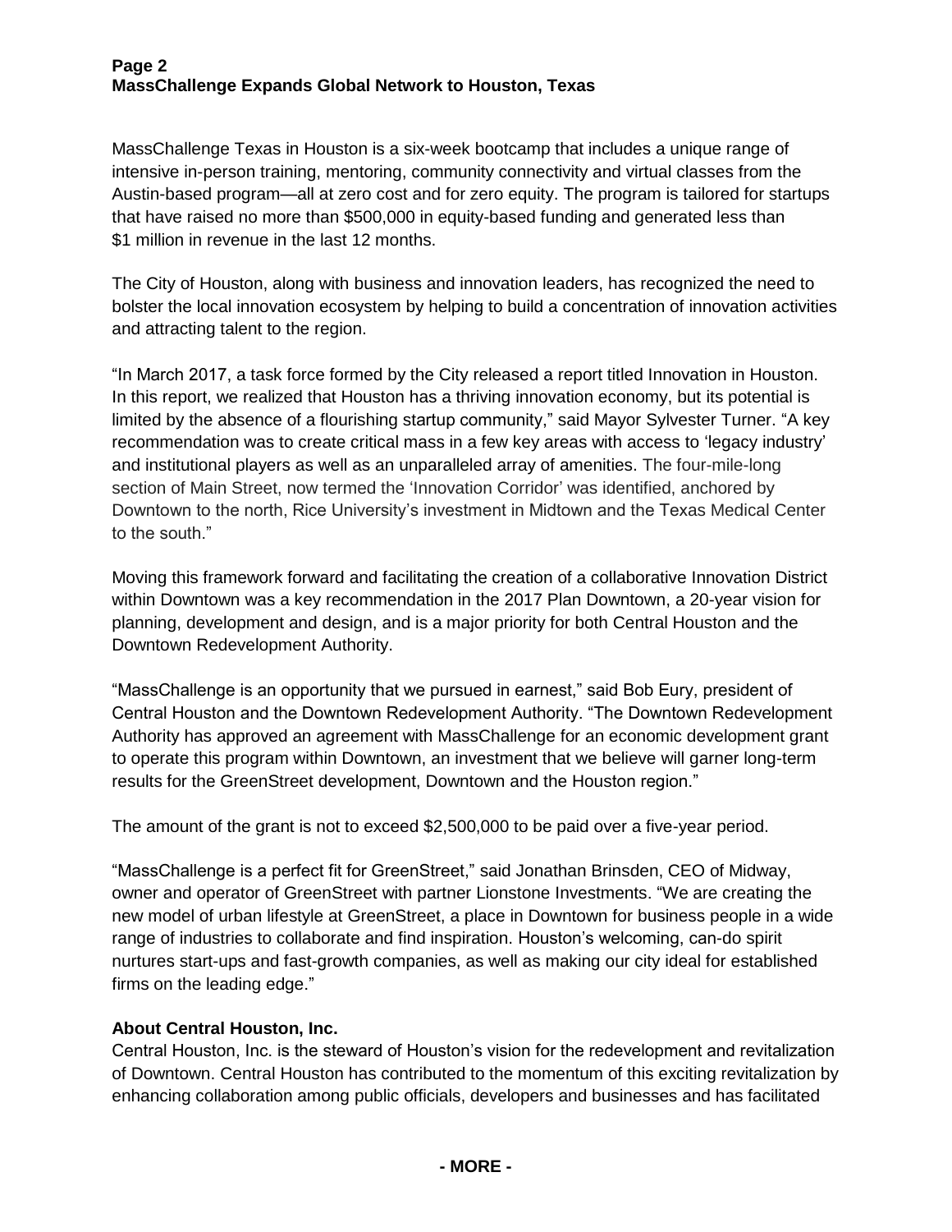MassChallenge Texas in Houston is a six-week bootcamp that includes a unique range of intensive in-person training, mentoring, community connectivity and virtual classes from the Austin-based program—all at zero cost and for zero equity. The program is tailored for startups that have raised no more than $500,000 in equity-based funding and generated less than $1 million in revenue in the last 12 months.

The City of Houston, along with business and innovation leaders, has recognized the need to bolster the local innovation ecosystem by helping to build a concentration of innovation activities and attracting talent to the region.

"In March 2017, a task force formed by the City released a report titled Innovation in Houston. In this report, we realized that Houston has a thriving innovation economy, but its potential is limited by the absence of a flourishing startup community," said Mayor Sylvester Turner. "A key recommendation was to create critical mass in a few key areas with access to 'legacy industry' and institutional players as well as an unparalleled array of amenities. The four-mile-long section of Main Street, now termed the 'Innovation Corridor' was identified, anchored by Downtown to the north, Rice University's investment in Midtown and the Texas Medical Center to the south."

Moving this framework forward and facilitating the creation of a collaborative Innovation District within Downtown was a key recommendation in the 2017 Plan Downtown, a 20-year vision for planning, development and design, and is a major priority for both Central Houston and the Downtown Redevelopment Authority.

"MassChallenge is an opportunity that we pursued in earnest," said Bob Eury, president of Central Houston and the Downtown Redevelopment Authority. "The Downtown Redevelopment Authority has approved an agreement with MassChallenge for an economic development grant to operate this program within Downtown, an investment that we believe will garner long-term results for the GreenStreet development, Downtown and the Houston region."

The amount of the grant is not to exceed $2,500,000 to be paid over a five-year period.

"MassChallenge is a perfect fit for GreenStreet," said Jonathan Brinsden, CEO of Midway, owner and operator of GreenStreet with partner Lionstone Investments. "We are creating the new model of urban lifestyle at GreenStreet, a place in Downtown for business people in a wide range of industries to collaborate and find inspiration. Houston's welcoming, can-do spirit nurtures start-ups and fast-growth companies, as well as making our city ideal for established firms on the leading edge."

**About Central Houston, Inc.**

Central Houston, Inc. is the steward of Houston's vision for the redevelopment and revitalization of Downtown. Central Houston has contributed to the momentum of this exciting revitalization by enhancing collaboration among public officials, developers and businesses and has facilitated

**- MORE -**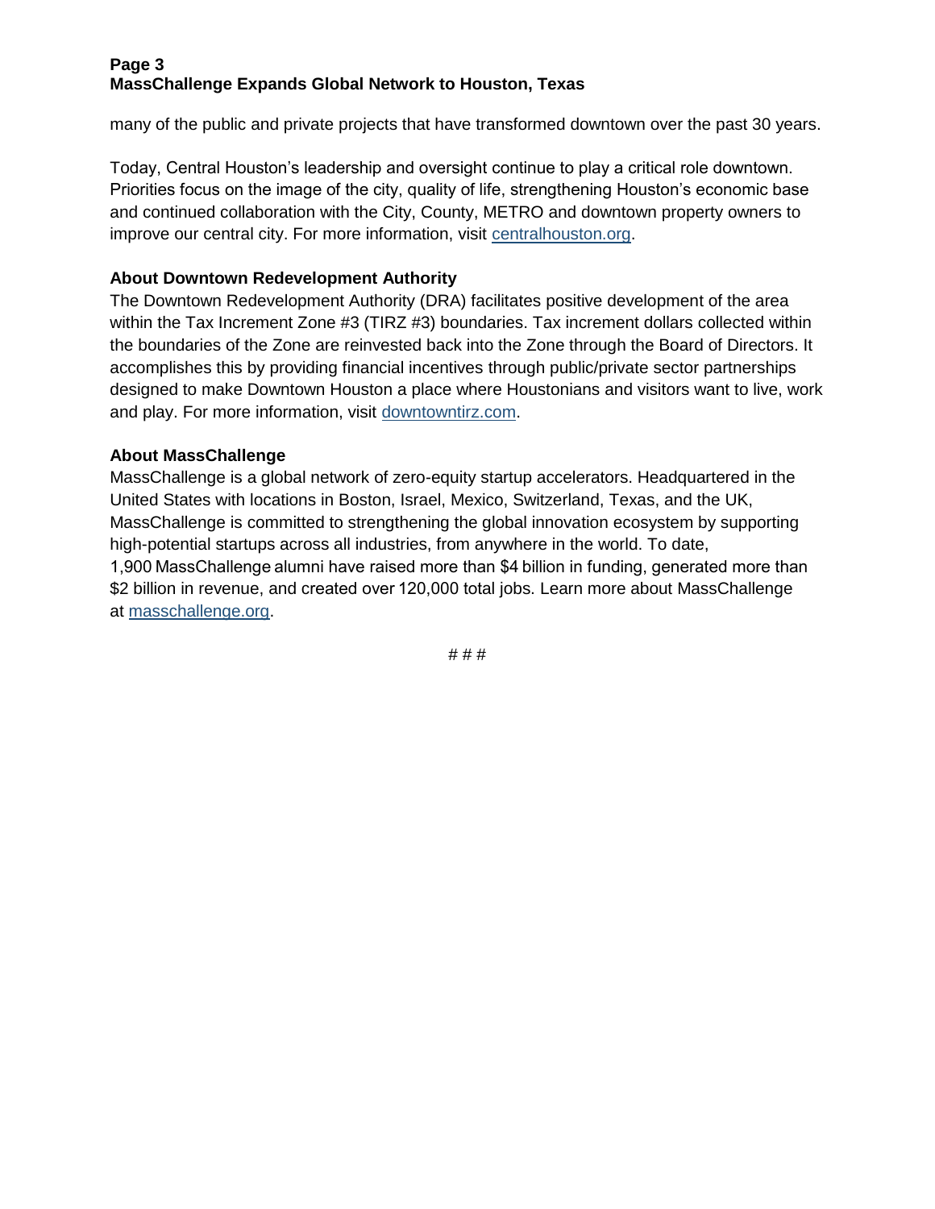many of the public and private projects that have transformed downtown over the past 30 years.

Today, Central Houston's leadership and oversight continue to play a critical role downtown. Priorities focus on the image of the city, quality of life, strengthening Houston's economic base and continued collaboration with the City, County, METRO and downtown property owners to improve our central city. For more information, visit centralhouston.org.

**About Downtown Redevelopment Authority**

The Downtown Redevelopment Authority (DRA) facilitates positive development of the area within the Tax Increment Zone #3 (TIRZ #3) boundaries. Tax increment dollars collected within the boundaries of the Zone are reinvested back into the Zone through the Board of Directors. It accomplishes this by providing financial incentives through public/private sector partnerships designed to make Downtown Houston a place where Houstonians and visitors want to live, work and play. For more information, visit downtowntirz.com.

**About MassChallenge**

MassChallenge is a global network of zero-equity startup accelerators. Headquartered in the United States with locations in Boston, Israel, Mexico, Switzerland, Texas, and the UK, MassChallenge is committed to strengthening the global innovation ecosystem by supporting high-potential startups across all industries, from anywhere in the world. To date, 1,900 MassChallenge alumni have raised more than $4 billion in funding, generated more than $2 billion in revenue, and created over 120,000 total jobs. Learn more about MassChallenge at masschallenge.org.

# # #